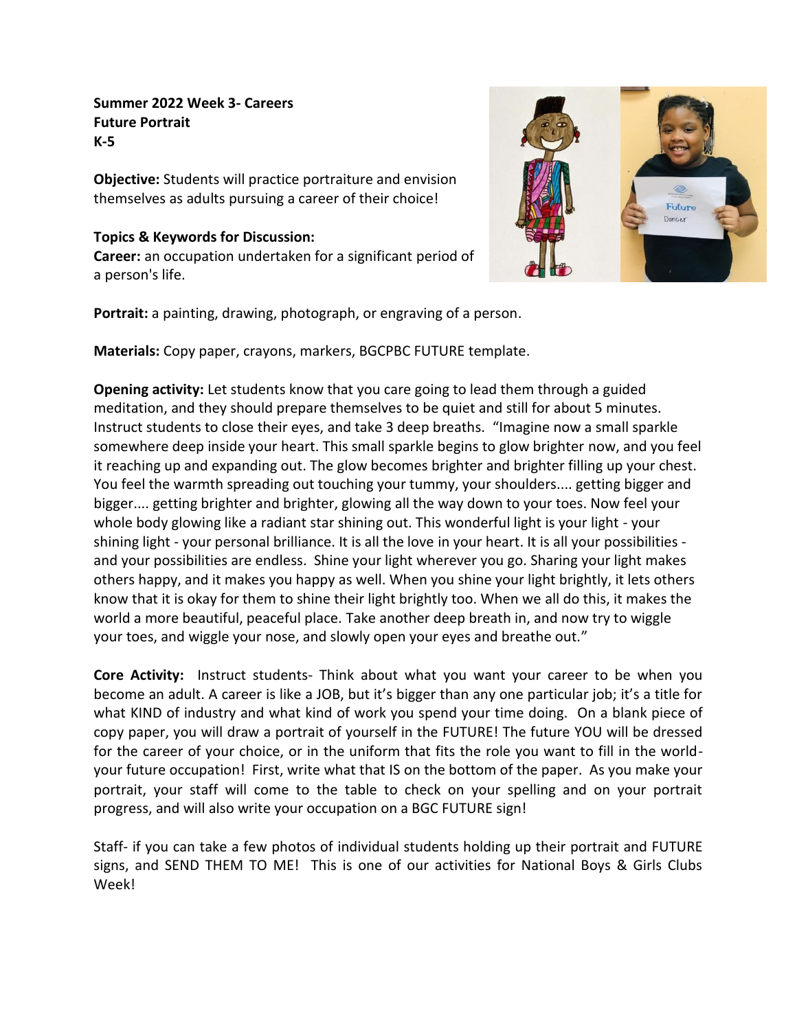**Summer 2022 Week 3- Careers**
**Future Portrait**
**K-5**

**Objective:** Students will practice portraiture and envision themselves as adults pursuing a career of their choice!

**Topics & Keywords for Discussion:**
**Career:** an occupation undertaken for a significant period of a person's life.

**Portrait:** a painting, drawing, photograph, or engraving of a person.

**Materials:** Copy paper, crayons, markers, BGCPBC FUTURE template.

**Opening activity:** Let students know that you care going to lead them through a guided meditation, and they should prepare themselves to be quiet and still for about 5 minutes. Instruct students to close their eyes, and take 3 deep breaths. "Imagine now a small sparkle somewhere deep inside your heart. This small sparkle begins to glow brighter now, and you feel it reaching up and expanding out. The glow becomes brighter and brighter filling up your chest. You feel the warmth spreading out touching your tummy, your shoulders.... getting bigger and bigger.... getting brighter and brighter, glowing all the way down to your toes. Now feel your whole body glowing like a radiant star shining out. This wonderful light is your light - your shining light - your personal brilliance. It is all the love in your heart. It is all your possibilities - and your possibilities are endless. Shine your light wherever you go. Sharing your light makes others happy, and it makes you happy as well. When you shine your light brightly, it lets others know that it is okay for them to shine their light brightly too. When we all do this, it makes the world a more beautiful, peaceful place. Take another deep breath in, and now try to wiggle your toes, and wiggle your nose, and slowly open your eyes and breathe out."

**Core Activity:** Instruct students- Think about what you want your career to be when you become an adult. A career is like a JOB, but it's bigger than any one particular job; it's a title for what KIND of industry and what kind of work you spend your time doing. On a blank piece of copy paper, you will draw a portrait of yourself in the FUTURE! The future YOU will be dressed for the career of your choice, or in the uniform that fits the role you want to fill in the world- your future occupation! First, write what that IS on the bottom of the paper. As you make your portrait, your staff will come to the table to check on your spelling and on your portrait progress, and will also write your occupation on a BGC FUTURE sign!

Staff- if you can take a few photos of individual students holding up their portrait and FUTURE signs, and SEND THEM TO ME! This is one of our activities for National Boys & Girls Clubs Week!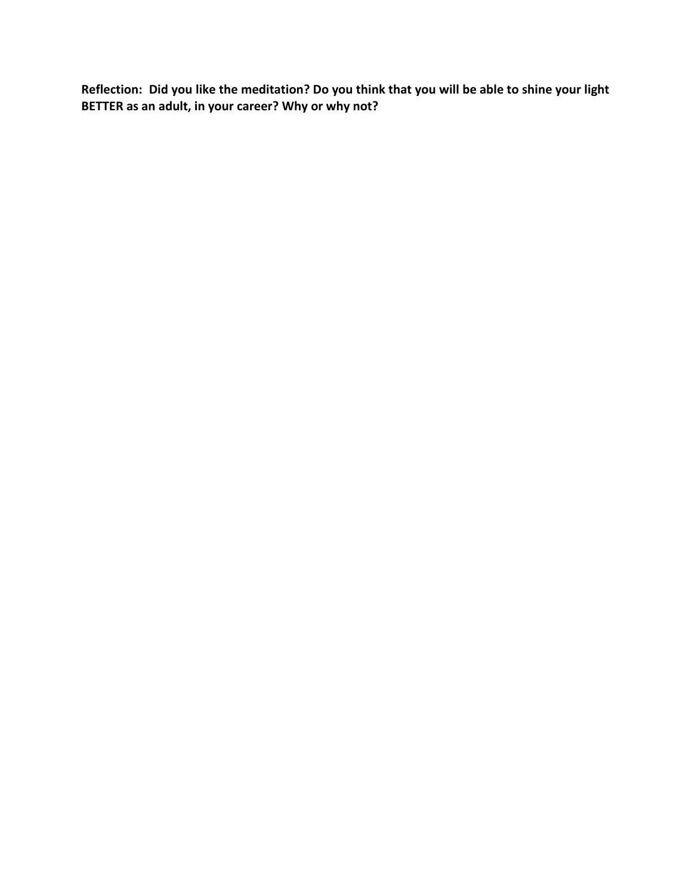**Reflection: Did you like the meditation? Do you think that you will be able to shine your light BETTER as an adult, in your career? Why or why not?**